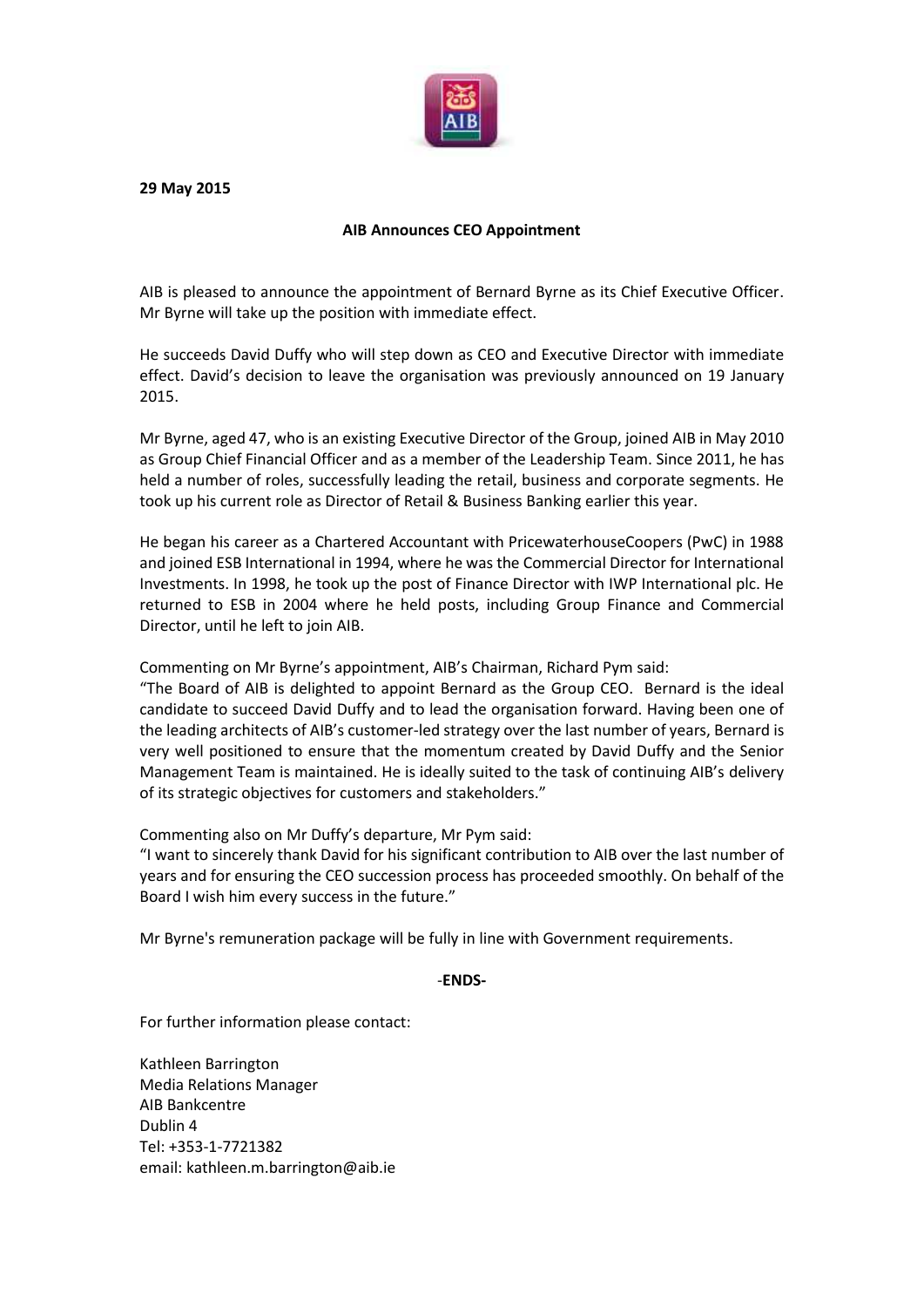**29 May 2015**

**AIB Announces CEO Appointment**

AIB is pleased to announce the appointment of Bernard Byrne as its Chief Executive Officer. Mr Byrne will take up the position with immediate effect.

He succeeds David Duffy who will step down as CEO and Executive Director with immediate effect. David's decision to leave the organisation was previously announced on 19 January 2015.

Mr Byrne, aged 47, who is an existing Executive Director of the Group, joined AIB in May 2010 as Group Chief Financial Officer and as a member of the Leadership Team. Since 2011, he has held a number of roles, successfully leading the retail, business and corporate segments. He took up his current role as Director of Retail & Business Banking earlier this year.

He began his career as a Chartered Accountant with PricewaterhouseCoopers (PwC) in 1988 and joined ESB International in 1994, where he was the Commercial Director for International Investments. In 1998, he took up the post of Finance Director with IWP International plc. He returned to ESB in 2004 where he held posts, including Group Finance and Commercial Director, until he left to join AIB.

Commenting on Mr Byrne's appointment, AIB's Chairman, Richard Pym said:
"The Board of AIB is delighted to appoint Bernard as the Group CEO. Bernard is the ideal candidate to succeed David Duffy and to lead the organisation forward. Having been one of the leading architects of AIB's customer-led strategy over the last number of years, Bernard is very well positioned to ensure that the momentum created by David Duffy and the Senior Management Team is maintained. He is ideally suited to the task of continuing AIB's delivery of its strategic objectives for customers and stakeholders."

Commenting also on Mr Duffy's departure, Mr Pym said:
"I want to sincerely thank David for his significant contribution to AIB over the last number of years and for ensuring the CEO succession process has proceeded smoothly. On behalf of the Board I wish him every success in the future."

Mr Byrne's remuneration package will be fully in line with Government requirements.

-**ENDS-**

For further information please contact:

Kathleen Barrington
Media Relations Manager
AIB Bankcentre
Dublin 4
Tel: +353-1-7721382
email: kathleen.m.barrington@aib.ie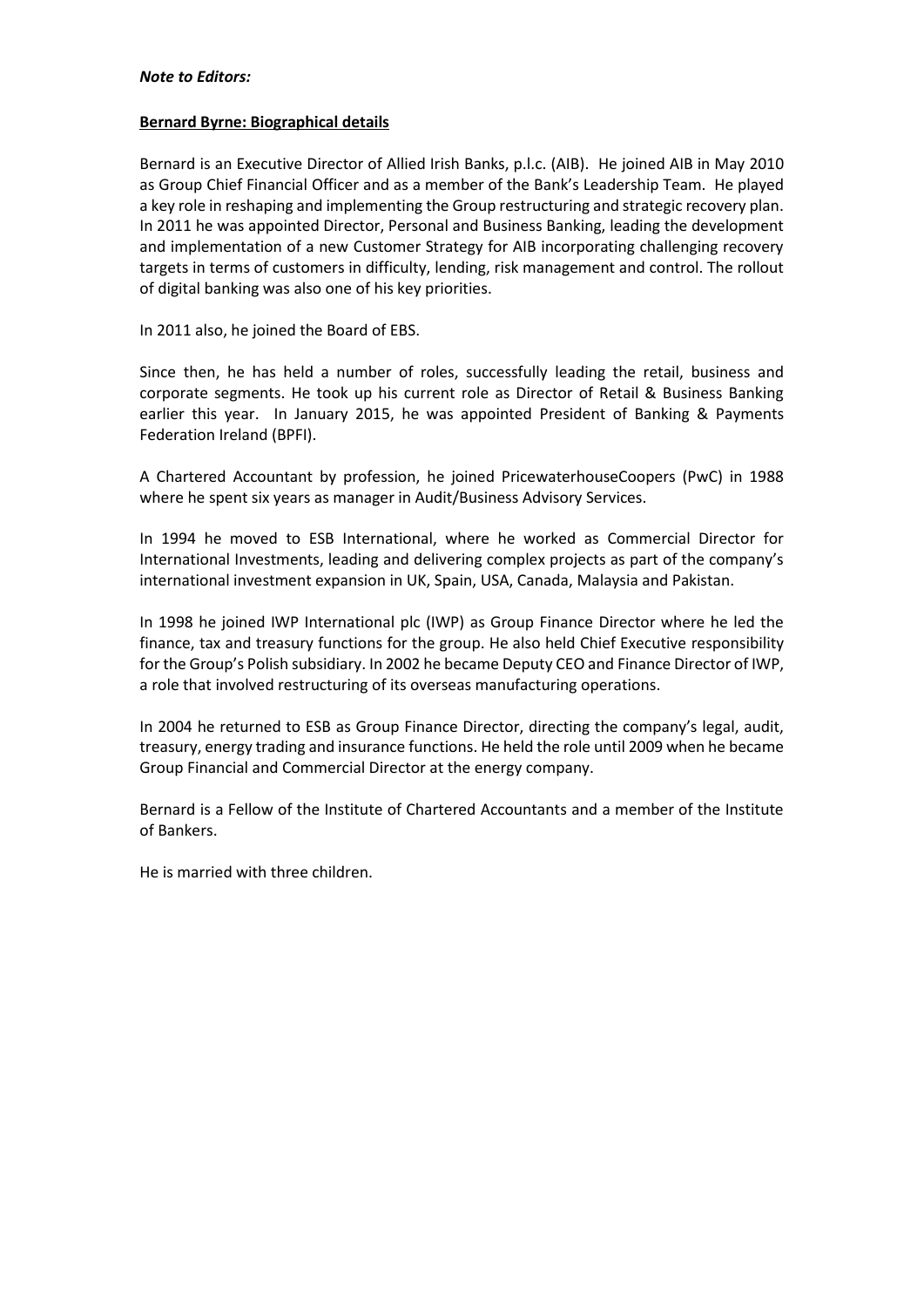***Note to Editors:***

**Bernard Byrne: Biographical details**

Bernard is an Executive Director of Allied Irish Banks, p.l.c. (AIB). He joined AIB in May 2010 as Group Chief Financial Officer and as a member of the Bank's Leadership Team. He played a key role in reshaping and implementing the Group restructuring and strategic recovery plan. In 2011 he was appointed Director, Personal and Business Banking, leading the development and implementation of a new Customer Strategy for AIB incorporating challenging recovery targets in terms of customers in difficulty, lending, risk management and control. The rollout of digital banking was also one of his key priorities.

In 2011 also, he joined the Board of EBS.

Since then, he has held a number of roles, successfully leading the retail, business and corporate segments. He took up his current role as Director of Retail & Business Banking earlier this year. In January 2015, he was appointed President of Banking & Payments Federation Ireland (BPFI).

A Chartered Accountant by profession, he joined PricewaterhouseCoopers (PwC) in 1988 where he spent six years as manager in Audit/Business Advisory Services.

In 1994 he moved to ESB International, where he worked as Commercial Director for International Investments, leading and delivering complex projects as part of the company's international investment expansion in UK, Spain, USA, Canada, Malaysia and Pakistan.

In 1998 he joined IWP International plc (IWP) as Group Finance Director where he led the finance, tax and treasury functions for the group. He also held Chief Executive responsibility for the Group's Polish subsidiary. In 2002 he became Deputy CEO and Finance Director of IWP, a role that involved restructuring of its overseas manufacturing operations.

In 2004 he returned to ESB as Group Finance Director, directing the company's legal, audit, treasury, energy trading and insurance functions. He held the role until 2009 when he became Group Financial and Commercial Director at the energy company.

Bernard is a Fellow of the Institute of Chartered Accountants and a member of the Institute of Bankers.

He is married with three children.